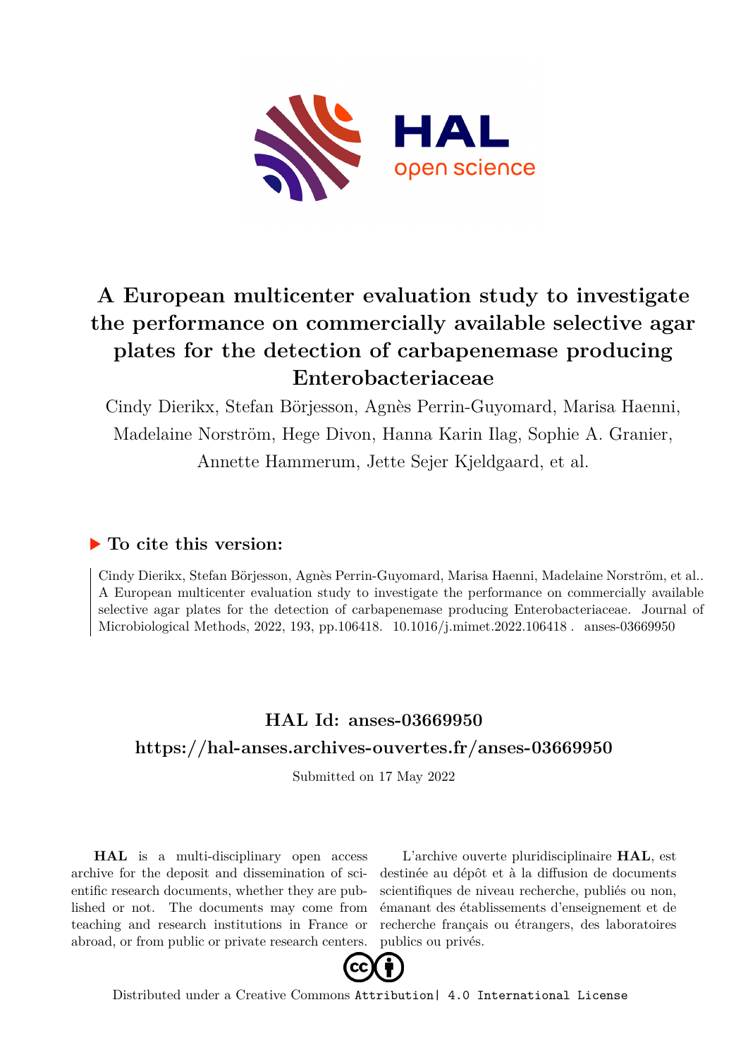# A European multicenter evaluation study to investigate the performance on commercially available selective agar plates for the detection of carbapenemase producing Enterobacteriaceae

Cindy Dierikx, Stefan Börjesson, Agnès Perrin-Guyomard, Marisa Haenni, Madelaine Norström, Hege Divon, Hanna Karin Ilag, Sophie A. Granier, Annette Hammerum, Jette Sejer Kjeldgaard, et al.

## ▶ To cite this version:

Cindy Dierikx, Stefan Börjesson, Agnès Perrin-Guyomard, Marisa Haenni, Madelaine Norström, et al.. A European multicenter evaluation study to investigate the performance on commercially available selective agar plates for the detection of carbapenemase producing Enterobacteriaceae. Journal of Microbiological Methods, 2022, 193, pp.106418. 10.1016/j.mimet.2022.106418 . anses-03669950

## HAL Id: anses-03669950

## https://hal-anses.archives-ouvertes.fr/anses-03669950

Submitted on 17 May 2022

**HAL** is a multi-disciplinary open access archive for the deposit and dissemination of scientific research documents, whether they are published or not. The documents may come from teaching and research institutions in France or abroad, or from public or private research centers.

L'archive ouverte pluridisciplinaire **HAL**, est destinée au dépôt et à la diffusion de documents scientifiques de niveau recherche, publiés ou non, émanant des établissements d'enseignement et de recherche français ou étrangers, des laboratoires publics ou privés.

Distributed under a Creative Commons Attribution| 4.0 International License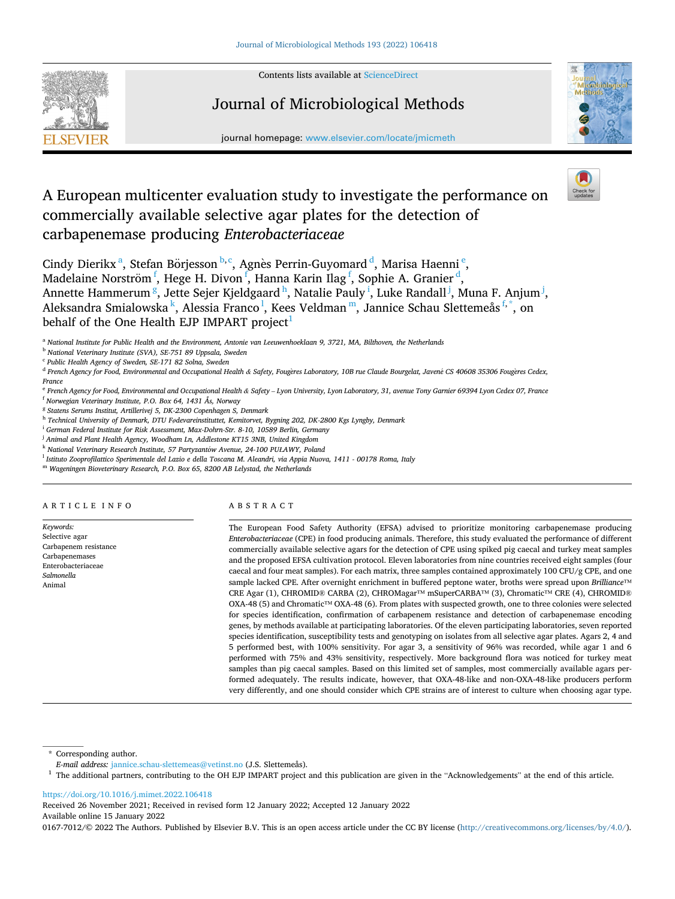# A European multicenter evaluation study to investigate the performance on commercially available selective agar plates for the detection of carbapenemase producing *Enterobacteriaceae*

Cindy Dierikx[a], Stefan Börjesson[b,c], Agnès Perrin-Guyomard[d], Marisa Haenni[e], Madelaine Norström[f], Hege H. Divon[f], Hanna Karin Ilag[f], Sophie A. Granier[d], Annette Hammerum[g], Jette Sejer Kjeldgaard[h], Natalie Pauly[i], Luke Randall[j], Muna F. Anjum[j], Aleksandra Smialowska[k], Alessia Franco[l], Kees Veldman[m], Jannice Schau Slettemeås[f,*], on behalf of the One Health EJP IMPART project[1]

[a] National Institute for Public Health and the Environment, Antonie van Leeuwenhoeklaan 9, 3721, MA, Bilthoven, the Netherlands
[b] National Veterinary Institute (SVA), SE-751 89 Uppsala, Sweden
[c] Public Health Agency of Sweden, SE-171 82 Solna, Sweden
[d] French Agency for Food, Environmental and Occupational Health & Safety, Fougères Laboratory, 10B rue Claude Bourgelat, Javené CS 40608 35306 Fougères Cedex, France
[e] French Agency for Food, Environmental and Occupational Health & Safety – Lyon University, Lyon Laboratory, 31, avenue Tony Garnier 69394 Lyon Cedex 07, France
[f] Norwegian Veterinary Institute, P.O. Box 64, 1431 Ås, Norway
[g] Statens Serums Institut, Artillerivej 5, DK-2300 Copenhagen S, Denmark
[h] Technical University of Denmark, DTU Fødevareinstituttet, Kemitorvet, Bygning 202, DK-2800 Kgs Lyngby, Denmark
[i] German Federal Institute for Risk Assessment, Max-Dohrn-Str. 8-10, 10589 Berlin, Germany
[j] Animal and Plant Health Agency, Woodham Ln, Addlestone KT15 3NB, United Kingdom
[k] National Veterinary Research Institute, 57 Partyzantów Avenue, 24-100 PUŁAWY, Poland
[l] Istituto Zooprofilattico Sperimentale del Lazio e della Toscana M. Aleandri, via Appia Nuova, 1411 - 00178 Roma, Italy
[m] Wageningen Bioveterinary Research, P.O. Box 65, 8200 AB Lelystad, the Netherlands

## ARTICLE INFO

*Keywords:*
Selective agar
Carbapenem resistance
Carbapenemases
Enterobacteriaceae
*Salmonella*
Animal

## ABSTRACT

The European Food Safety Authority (EFSA) advised to prioritize monitoring carbapenemase producing *Enterobacteriaceae* (CPE) in food producing animals. Therefore, this study evaluated the performance of different commercially available selective agars for the detection of CPE using spiked pig caecal and turkey meat samples and the proposed EFSA cultivation protocol. Eleven laboratories from nine countries received eight samples (four caecal and four meat samples). For each matrix, three samples contained approximately 100 CFU/g CPE, and one sample lacked CPE. After overnight enrichment in buffered peptone water, broths were spread upon *Brilliance*™ CRE Agar (1), CHROMID® CARBA (2), CHROMagar™ mSuperCARBA™ (3), Chromatic™ CRE (4), CHROMID® OXA-48 (5) and Chromatic™ OXA-48 (6). From plates with suspected growth, one to three colonies were selected for species identification, confirmation of carbapenem resistance and detection of carbapenemase encoding genes, by methods available at participating laboratories. Of the eleven participating laboratories, seven reported species identification, susceptibility tests and genotyping on isolates from all selective agar plates. Agars 2, 4 and 5 performed best, with 100% sensitivity. For agar 3, a sensitivity of 96% was recorded, while agar 1 and 6 performed with 75% and 43% sensitivity, respectively. More background flora was noticed for turkey meat samples than pig caecal samples. Based on this limited set of samples, most commercially available agars performed adequately. The results indicate, however, that OXA-48-like and non-OXA-48-like producers perform very differently, and one should consider which CPE strains are of interest to culture when choosing agar type.

---

* Corresponding author.
*E-mail address:* jannice.schau-slettemeas@vetinst.no (J.S. Slettemeås).
[1] The additional partners, contributing to the OH EJP IMPART project and this publication are given in the "Acknowledgements" at the end of this article.

https://doi.org/10.1016/j.mimet.2022.106418
Received 26 November 2021; Received in revised form 12 January 2022; Accepted 12 January 2022
Available online 15 January 2022
0167-7012/© 2022 The Authors. Published by Elsevier B.V. This is an open access article under the CC BY license (http://creativecommons.org/licenses/by/4.0/).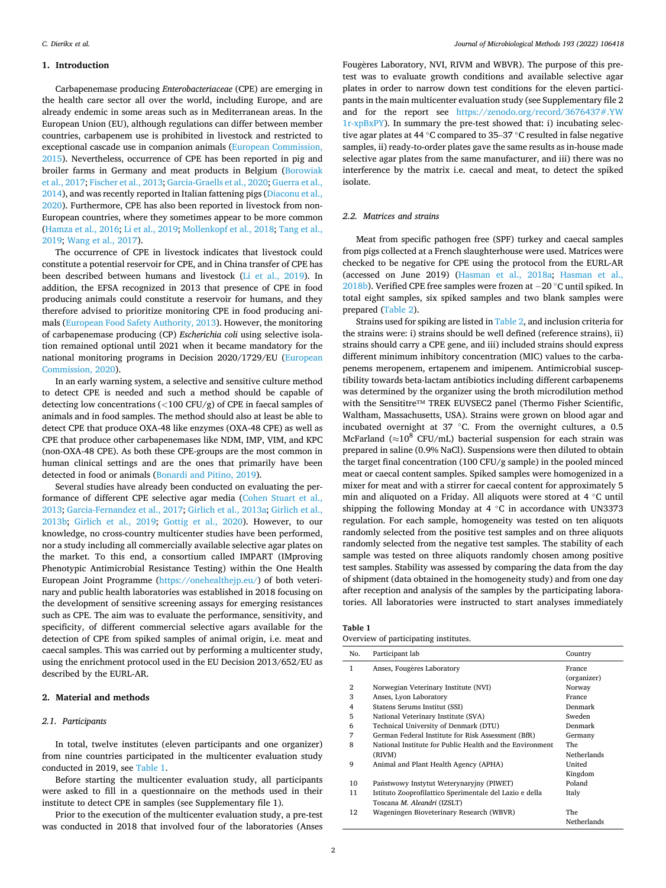## 1. Introduction

Carbapenemase producing *Enterobacteriaceae* (CPE) are emerging in the health care sector all over the world, including Europe, and are already endemic in some areas such as in Mediterranean areas. In the European Union (EU), although regulations can differ between member countries, carbapenem use is prohibited in livestock and restricted to exceptional cascade use in companion animals (European Commission, 2015). Nevertheless, occurrence of CPE has been reported in pig and broiler farms in Germany and meat products in Belgium (Borowiak et al., 2017; Fischer et al., 2013; Garcia-Graells et al., 2020; Guerra et al., 2014), and was recently reported in Italian fattening pigs (Diaconu et al., 2020). Furthermore, CPE has also been reported in livestock from non-European countries, where they sometimes appear to be more common (Hamza et al., 2016; Li et al., 2019; Mollenkopf et al., 2018; Tang et al., 2019; Wang et al., 2017).

The occurrence of CPE in livestock indicates that livestock could constitute a potential reservoir for CPE, and in China transfer of CPE has been described between humans and livestock (Li et al., 2019). In addition, the EFSA recognized in 2013 that presence of CPE in food producing animals could constitute a reservoir for humans, and they therefore advised to prioritize monitoring CPE in food producing animals (European Food Safety Authority, 2013). However, the monitoring of carbapenemase producing (CP) *Escherichia coli* using selective isolation remained optional until 2021 when it became mandatory for the national monitoring programs in Decision 2020/1729/EU (European Commission, 2020).

In an early warning system, a selective and sensitive culture method to detect CPE is needed and such a method should be capable of detecting low concentrations (<100 CFU/g) of CPE in faecal samples of animals and in food samples. The method should also at least be able to detect CPE that produce OXA-48 like enzymes (OXA-48 CPE) as well as CPE that produce other carbapenemases like NDM, IMP, VIM, and KPC (non-OXA-48 CPE). As both these CPE-groups are the most common in human clinical settings and are the ones that primarily have been detected in food or animals (Bonardi and Pitino, 2019).

Several studies have already been conducted on evaluating the performance of different CPE selective agar media (Cohen Stuart et al., 2013; Garcia-Fernandez et al., 2017; Girlich et al., 2013a; Girlich et al., 2013b; Girlich et al., 2019; Gottig et al., 2020). However, to our knowledge, no cross-country multicenter studies have been performed, nor a study including all commercially available selective agar plates on the market. To this end, a consortium called IMPART (IMproving Phenotypic Antimicrobial Resistance Testing) within the One Health European Joint Programme (https://onehealthejp.eu/) of both veterinary and public health laboratories was established in 2018 focusing on the development of sensitive screening assays for emerging resistances such as CPE. The aim was to evaluate the performance, sensitivity, and specificity, of different commercial selective agars available for the detection of CPE from spiked samples of animal origin, i.e. meat and caecal samples. This was carried out by performing a multicenter study, using the enrichment protocol used in the EU Decision 2013/652/EU as described by the EURL-AR.

## 2. Material and methods

### 2.1. Participants

In total, twelve institutes (eleven participants and one organizer) from nine countries participated in the multicenter evaluation study conducted in 2019, see Table 1.

Before starting the multicenter evaluation study, all participants were asked to fill in a questionnaire on the methods used in their institute to detect CPE in samples (see Supplementary file 1).

Prior to the execution of the multicenter evaluation study, a pre-test was conducted in 2018 that involved four of the laboratories (Anses Fougères Laboratory, NVI, RIVM and WBVR). The purpose of this pre-test was to evaluate growth conditions and available selective agar plates in order to narrow down test conditions for the eleven participants in the main multicenter evaluation study (see Supplementary file 2 and for the report see https://zenodo.org/record/3676437#.YW1r-xpBxPY). In summary the pre-test showed that: i) incubating selective agar plates at 44 °C compared to 35–37 °C resulted in false negative samples, ii) ready-to-order plates gave the same results as in-house made selective agar plates from the same manufacturer, and iii) there was no interference by the matrix i.e. caecal and meat, to detect the spiked isolate.

### 2.2. Matrices and strains

Meat from specific pathogen free (SPF) turkey and caecal samples from pigs collected at a French slaughterhouse were used. Matrices were checked to be negative for CPE using the protocol from the EURL-AR (accessed on June 2019) (Hasman et al., 2018a; Hasman et al., 2018b). Verified CPE free samples were frozen at −20 °C until spiked. In total eight samples, six spiked samples and two blank samples were prepared (Table 2).

Strains used for spiking are listed in Table 2, and inclusion criteria for the strains were: i) strains should be well defined (reference strains), ii) strains should carry a CPE gene, and iii) included strains should express different minimum inhibitory concentration (MIC) values to the carbapenems meropenem, ertapenem and imipenem. Antimicrobial susceptibility towards beta-lactam antibiotics including different carbapenems was determined by the organizer using the broth microdilution method with the Sensititre™ TREK EUVSEC2 panel (Thermo Fisher Scientific, Waltham, Massachusetts, USA). Strains were grown on blood agar and incubated overnight at 37 °C. From the overnight cultures, a 0.5 McFarland ($\approx 10^8$ CFU/mL) bacterial suspension for each strain was prepared in saline (0.9% NaCl). Suspensions were then diluted to obtain the target final concentration (100 CFU/g sample) in the pooled minced meat or caecal content samples. Spiked samples were homogenized in a mixer for meat and with a stirrer for caecal content for approximately 5 min and aliquoted on a Friday. All aliquots were stored at 4 °C until shipping the following Monday at 4 °C in accordance with UN3373 regulation. For each sample, homogeneity was tested on ten aliquots randomly selected from the positive test samples and on three aliquots randomly selected from the negative test samples. The stability of each sample was tested on three aliquots randomly chosen among positive test samples. Stability was assessed by comparing the data from the day of shipment (data obtained in the homogeneity study) and from one day after reception and analysis of the samples by the participating laboratories. All laboratories were instructed to start analyses immediately

**Table 1**
Overview of participating institutes.

| No. | Participant lab | Country |
|---|---|---|
| 1 | Anses, Fougères Laboratory | France (organizer) |
| 2 | Norwegian Veterinary Institute (NVI) | Norway |
| 3 | Anses, Lyon Laboratory | France |
| 4 | Statens Serums Institut (SSI) | Denmark |
| 5 | National Veterinary Institute (SVA) | Sweden |
| 6 | Technical University of Denmark (DTU) | Denmark |
| 7 | German Federal Institute for Risk Assessment (BfR) | Germany |
| 8 | National Institute for Public Health and the Environment (RIVM) | The Netherlands |
| 9 | Animal and Plant Health Agency (APHA) | United Kingdom |
| 10 | Państwowy Instytut Weterynaryjny (PIWET) | Poland |
| 11 | Istituto Zooprofilattico Sperimentale del Lazio e della Toscana *M. Aleandri* (IZSLT) | Italy |
| 12 | Wageningen Bioveterinary Research (WBVR) | The Netherlands |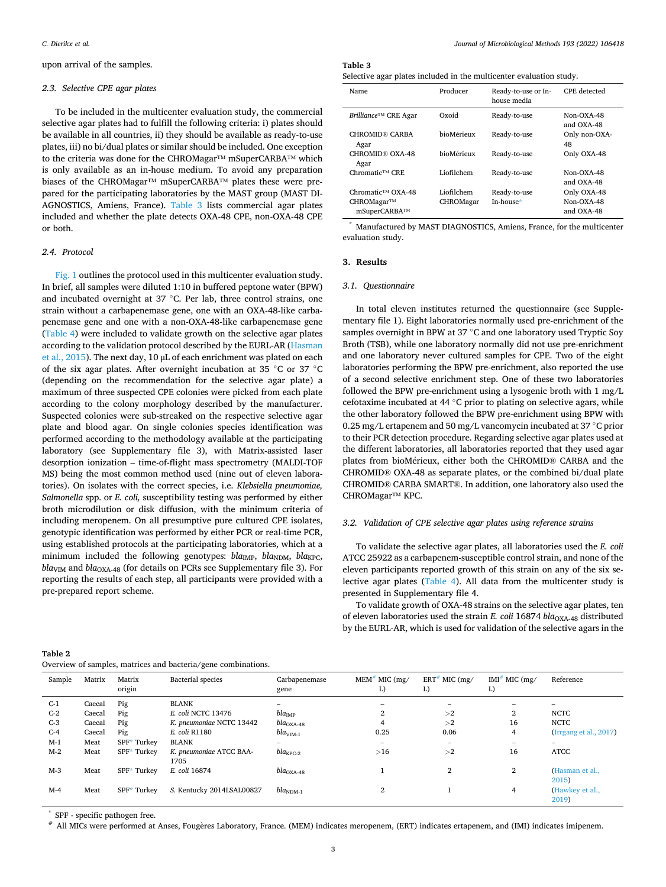upon arrival of the samples.

### 2.3. Selective CPE agar plates

To be included in the multicenter evaluation study, the commercial selective agar plates had to fulfill the following criteria: i) plates should be available in all countries, ii) they should be available as ready-to-use plates, iii) no bi/dual plates or similar should be included. One exception to the criteria was done for the CHROMagar™ mSuperCARBA™ which is only available as an in-house medium. To avoid any preparation biases of the CHROMagar™ mSuperCARBA™ plates these were prepared for the participating laboratories by the MAST group (MAST DIAGNOSTICS, Amiens, France). Table 3 lists commercial agar plates included and whether the plate detects OXA-48 CPE, non-OXA-48 CPE or both.

### 2.4. Protocol

Fig. 1 outlines the protocol used in this multicenter evaluation study. In brief, all samples were diluted 1:10 in buffered peptone water (BPW) and incubated overnight at 37 °C. Per lab, three control strains, one strain without a carbapenemase gene, one with an OXA-48-like carbapenemase gene and one with a non-OXA-48-like carbapenemase gene (Table 4) were included to validate growth on the selective agar plates according to the validation protocol described by the EURL-AR (Hasman et al., 2015). The next day, 10 μL of each enrichment was plated on each of the six agar plates. After overnight incubation at 35 °C or 37 °C (depending on the recommendation for the selective agar plate) a maximum of three suspected CPE colonies were picked from each plate according to the colony morphology described by the manufacturer. Suspected colonies were sub-streaked on the respective selective agar plate and blood agar. On single colonies species identification was performed according to the methodology available at the participating laboratory (see Supplementary file 3), with Matrix-assisted laser desorption ionization – time-of-flight mass spectrometry (MALDI-TOF MS) being the most common method used (nine out of eleven laboratories). On isolates with the correct species, i.e. *Klebsiella pneumoniae, Salmonella* spp. or *E. coli,* susceptibility testing was performed by either broth microdilution or disk diffusion, with the minimum criteria of including meropenem. On all presumptive pure cultured CPE isolates, genotypic identification was performed by either PCR or real-time PCR, using established protocols at the participating laboratories, which at a minimum included the following genotypes: $bla_{IMP}$, $bla_{NDM}$, $bla_{KPC}$, $bla_{VIM}$ and $bla_{OXA-48}$ (for details on PCRs see Supplementary file 3). For reporting the results of each step, all participants were provided with a pre-prepared report scheme.

**Table 3**
Selective agar plates included in the multicenter evaluation study.

| Name | Producer | Ready-to-use or In-house media | CPE detected |
|---|---|---|---|
| *Brilliance*™ CRE Agar | Oxoid | Ready-to-use | Non-OXA-48 and OXA-48 |
| CHROMID® CARBA Agar | bioMérieux | Ready-to-use | Only non-OXA-48 |
| CHROMID® OXA-48 Agar | bioMérieux | Ready-to-use | Only OXA-48 |
| Chromatic™ CRE | Liofilchem | Ready-to-use | Non-OXA-48 and OXA-48 |
| Chromatic™ OXA-48 | Liofilchem | Ready-to-use | Only OXA-48 |
| CHROMagar™ mSuperCARBA™ | CHROMagar | In-house* | Non-OXA-48 and OXA-48 |

\* Manufactured by MAST DIAGNOSTICS, Amiens, France, for the multicenter evaluation study.

## 3. Results

### 3.1. Questionnaire

In total eleven institutes returned the questionnaire (see Supplementary file 1). Eight laboratories normally used pre-enrichment of the samples overnight in BPW at 37 °C and one laboratory used Tryptic Soy Broth (TSB), while one laboratory normally did not use pre-enrichment and one laboratory never cultured samples for CPE. Two of the eight laboratories performing the BPW pre-enrichment, also reported the use of a second selective enrichment step. One of these two laboratories followed the BPW pre-enrichment using a lysogenic broth with 1 mg/L cefotaxime incubated at 44 °C prior to plating on selective agars, while the other laboratory followed the BPW pre-enrichment using BPW with 0.25 mg/L ertapenem and 50 mg/L vancomycin incubated at 37 °C prior to their PCR detection procedure. Regarding selective agar plates used at the different laboratories, all laboratories reported that they used agar plates from bioMérieux, either both the CHROMID® CARBA and the CHROMID® OXA-48 as separate plates, or the combined bi/dual plate CHROMID® CARBA SMART®. In addition, one laboratory also used the CHROMagar™ KPC.

### 3.2. Validation of CPE selective agar plates using reference strains

To validate the selective agar plates, all laboratories used the *E. coli* ATCC 25922 as a carbapenem-susceptible control strain, and none of the eleven participants reported growth of this strain on any of the six selective agar plates (Table 4). All data from the multicenter study is presented in Supplementary file 4.

To validate growth of OXA-48 strains on the selective agar plates, ten of eleven laboratories used the strain *E. coli* 16874 $bla_{OXA-48}$ distributed by the EURL-AR, which is used for validation of the selective agars in the

**Table 2**
Overview of samples, matrices and bacteria/gene combinations.

| Sample | Matrix | Matrix origin | Bacterial species | Carbapenemase gene | MEM[#] MIC (mg/L) | ERT[#] MIC (mg/L) | IMI[#] MIC (mg/L) | Reference |
|---|---|---|---|---|---|---|---|---|
| C-1 | Caecal | Pig | BLANK | – | – | – | – | – |
| C-2 | Caecal | Pig | *E. coli* NCTC 13476 | $bla_{IMP}$ | 2 | >2 | 2 | NCTC |
| C-3 | Caecal | Pig | *K. pneumoniae* NCTC 13442 | $bla_{OXA-48}$ | 4 | >2 | 16 | NCTC |
| C-4 | Caecal | Pig | *E. coli* R1180 | $bla_{VIM-1}$ | 0.25 | 0.06 | 4 | (Irrgang et al., 2017) |
| M-1 | Meat | SPF* Turkey | BLANK | – | – | – | – | – |
| M-2 | Meat | SPF* Turkey | *K. pneumoniae* ATCC BAA-1705 | $bla_{KPC-2}$ | >16 | >2 | 16 | ATCC |
| M-3 | Meat | SPF* Turkey | *E. coli* 16874 | $bla_{OXA-48}$ | 1 | 2 | 2 | (Hasman et al., 2015) |
| M-4 | Meat | SPF* Turkey | *S.* Kentucky 2014LSAL00827 | $bla_{NDM-1}$ | 2 | 1 | 4 | (Hawkey et al., 2019) |

\* SPF - specific pathogen free.
[#] All MICs were performed at Anses, Fougères Laboratory, France. (MEM) indicates meropenem, (ERT) indicates ertapenem, and (IMI) indicates imipenem.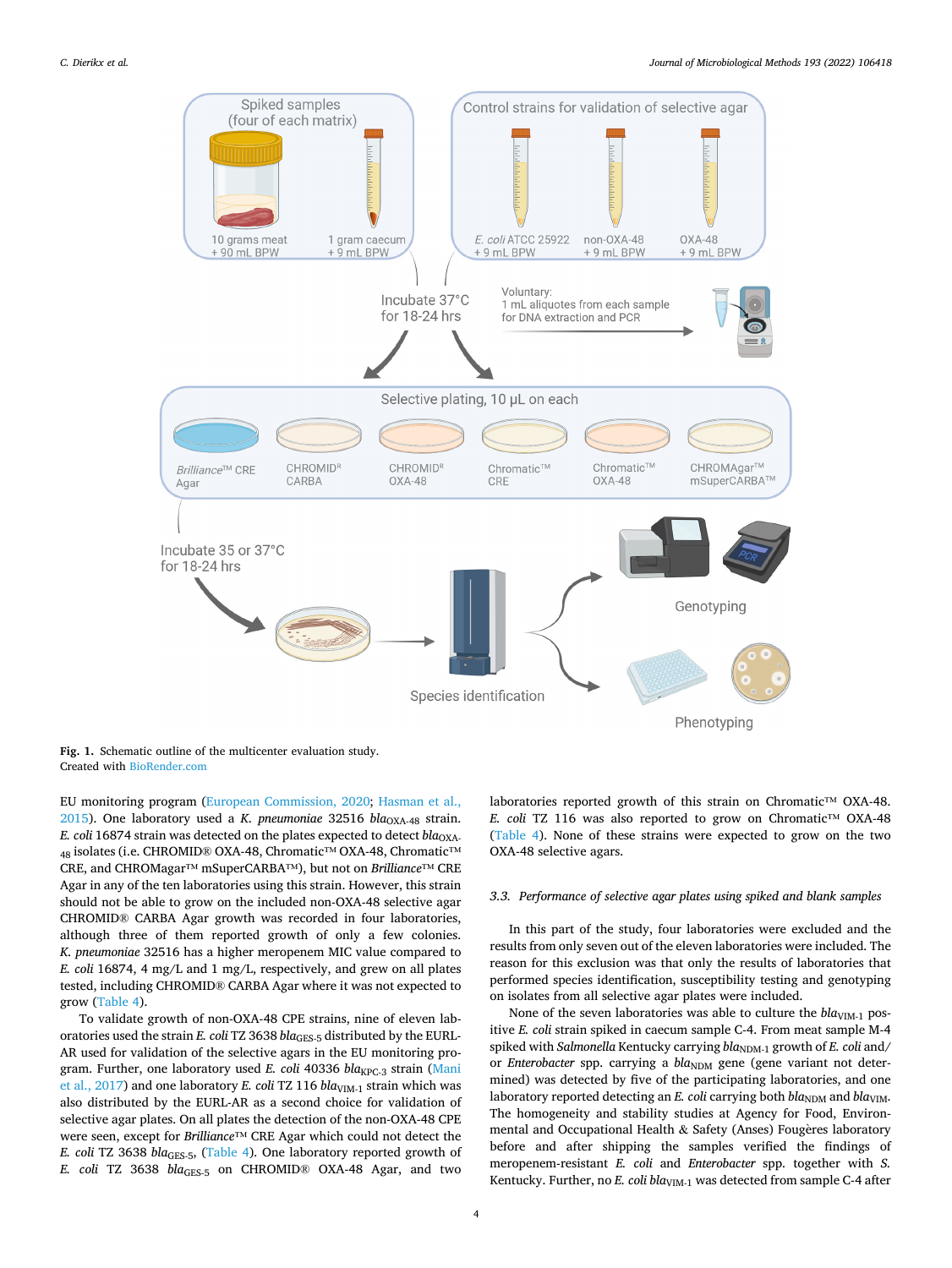**Fig. 1.** Schematic outline of the multicenter evaluation study.
Created with BioRender.com

EU monitoring program (European Commission, 2020; Hasman et al., 2015). One laboratory used a *K. pneumoniae* 32516 *bla*$_{OXA-48}$ strain. *E. coli* 16874 strain was detected on the plates expected to detect *bla*$_{OXA-48}$ isolates (i.e. CHROMID® OXA-48, Chromatic™ OXA-48, Chromatic™ CRE, and CHROMagar™ mSuperCARBA™), but not on *Brilliance*™ CRE Agar in any of the ten laboratories using this strain. However, this strain should not be able to grow on the included non-OXA-48 selective agar CHROMID® CARBA Agar growth was recorded in four laboratories, although three of them reported growth of only a few colonies. *K. pneumoniae* 32516 has a higher meropenem MIC value compared to *E. coli* 16874, 4 mg/L and 1 mg/L, respectively, and grew on all plates tested, including CHROMID® CARBA Agar where it was not expected to grow (Table 4).

To validate growth of non-OXA-48 CPE strains, nine of eleven laboratories used the strain *E. coli* TZ 3638 *bla*$_{GES-5}$ distributed by the EURL-AR used for validation of the selective agars in the EU monitoring program. Further, one laboratory used *E. coli* 40336 *bla*$_{KPC-3}$ strain (Mani et al., 2017) and one laboratory *E. coli* TZ 116 *bla*$_{VIM-1}$ strain which was also distributed by the EURL-AR as a second choice for validation of selective agar plates. On all plates the detection of the non-OXA-48 CPE were seen, except for *Brilliance*™ CRE Agar which could not detect the *E. coli* TZ 3638 *bla*$_{GES-5}$, (Table 4). One laboratory reported growth of *E. coli* TZ 3638 *bla*$_{GES-5}$ on CHROMID® OXA-48 Agar, and two laboratories reported growth of this strain on Chromatic™ OXA-48. *E. coli* TZ 116 was also reported to grow on Chromatic™ OXA-48 (Table 4). None of these strains were expected to grow on the two OXA-48 selective agars.

### 3.3. Performance of selective agar plates using spiked and blank samples

In this part of the study, four laboratories were excluded and the results from only seven out of the eleven laboratories were included. The reason for this exclusion was that only the results of laboratories that performed species identification, susceptibility testing and genotyping on isolates from all selective agar plates were included.

None of the seven laboratories was able to culture the *bla*$_{VIM-1}$ positive *E. coli* strain spiked in caecum sample C-4. From meat sample M-4 spiked with *Salmonella* Kentucky carrying *bla*$_{NDM-1}$ growth of *E. coli* and/or *Enterobacter* spp. carrying a *bla*$_{NDM}$ gene (gene variant not determined) was detected by five of the participating laboratories, and one laboratory reported detecting an *E. coli* carrying both *bla*$_{NDM}$ and *bla*$_{VIM}$. The homogeneity and stability studies at Agency for Food, Environmental and Occupational Health & Safety (Anses) Fougères laboratory before and after shipping the samples verified the findings of meropenem-resistant *E. coli* and *Enterobacter* spp. together with *S.* Kentucky. Further, no *E. coli* *bla*$_{VIM-1}$ was detected from sample C-4 after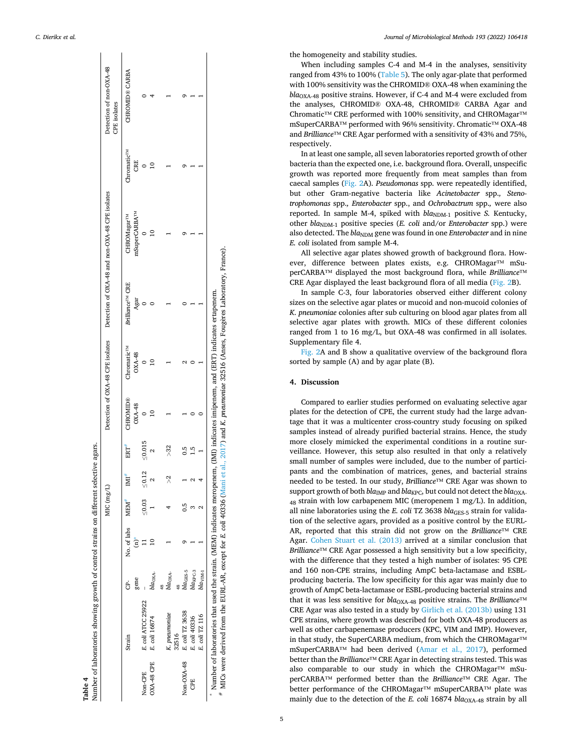**Table 4**
Number of laboratories showing growth of control strains on different selective agars.

| | Strain | CP-gene | No. of labs (n)* | MIC (mg/L) | | | Detection of OXA-48 CPE isolates | | Detection of OXA-48 and non-OXA-48 CPE isolates | | | Detection of non-OXA-48 CPE isolates |
|---|---|---|---|---|---|---|---|---|---|---|---|---|
| | | | | MEM[#] | IMI[#] | ERT[#] | CHROMID® OXA-48 | Chromatic™ OXA-48 | Brilliance™ CRE Agar | CHROMagar™ mSuperCARBA™ | Chromatic™ CRE | CHROMID® CARBA |
| Non-CPE | *E. coli* ATCC 25922 | – | 11 | ≤0.03 | ≤0.12 | ≤0.015 | 0 | 0 | 0 | 0 | 0 | 0 |
| OXA-48 CPE | *E. coli* 16874 | $bla_{OXA-48}$ | 10 | 1 | 2 | 2 | 10 | 10 | 0 | 10 | 10 | 4 |
| | *K. pneumoniae* 32516 | $bla_{OXA-48}$ | 1 | 4 | >2 | >32 | 1 | 1 | 1 | 1 | 1 | 1 |
| Non-OXA-48 CPE | *E. coli* TZ 3638 | $bla_{GES-5}$ | 9 | 0.5 | 1 | 0.5 | 1 | 2 | 0 | 9 | 9 | 9 |
| | *E. coli* 40336 | $bla_{KPC-3}$ | 1 | 3 | 2 | 1.5 | 0 | 0 | 1 | 1 | 1 | 1 |
| | *E. coli* TZ 116 | $bla_{VIM-1}$ | 1 | 2 | 4 | 1 | 0 | 1 | 1 | 1 | 1 | 1 |

\* Number of laboratories that used the strain. (MEM) indicates meropenem, (IMI) indicates imipenem, and (ERT) indicates ertapenem.
[#] MICs were derived from the EURL-AR, except for *E. coli* 40336 (Mani et al., 2017) and *K. pneumoniae* 32516 (Anses, Fougères Laboratory, France).

the homogeneity and stability studies.

When including samples C-4 and M-4 in the analyses, sensitivity ranged from 43% to 100% (Table 5). The only agar-plate that performed with 100% sensitivity was the CHROMID® OXA-48 when examining the $bla_{OXA-48}$ positive strains. However, if C-4 and M-4 were excluded from the analyses, CHROMID® OXA-48, CHROMID® CARBA Agar and Chromatic™ CRE performed with 100% sensitivity, and CHROMagar™ mSuperCARBA™ performed with 96% sensitivity. Chromatic™ OXA-48 and *Brilliance*™ CRE Agar performed with a sensitivity of 43% and 75%, respectively.

In at least one sample, all seven laboratories reported growth of other bacteria than the expected one, i.e. background flora. Overall, unspecific growth was reported more frequently from meat samples than from caecal samples (Fig. 2A). *Pseudomonas* spp. were repeatedly identified, but other Gram-negative bacteria like *Acinetobacter* spp., *Stenotrophomonas* spp., *Enterobacter* spp., and *Ochrobactrum* spp., were also reported. In sample M-4, spiked with $bla_{NDM-1}$ positive *S.* Kentucky, other $bla_{NDM-1}$ positive species (*E. coli* and/or *Enterobacter* spp.) were also detected. The $bla_{NDM}$ gene was found in one *Enterobacter* and in nine *E. coli* isolated from sample M-4.

All selective agar plates showed growth of background flora. However, difference between plates exists, e.g. CHROMagar™ mSuperCARBA™ displayed the most background flora, while *Brilliance*™ CRE Agar displayed the least background flora of all media (Fig. 2B).

In sample C-3, four laboratories observed either different colony sizes on the selective agar plates or mucoid and non-mucoid colonies of *K. pneumoniae* colonies after sub culturing on blood agar plates from all selective agar plates with growth. MICs of these different colonies ranged from 1 to 16 mg/L, but OXA-48 was confirmed in all isolates. Supplementary file 4.

Fig. 2A and B show a qualitative overview of the background flora sorted by sample (A) and by agar plate (B).

## 4. Discussion

Compared to earlier studies performed on evaluating selective agar plates for the detection of CPE, the current study had the large advantage that it was a multicenter cross-country study focusing on spiked samples instead of already purified bacterial strains. Hence, the study more closely mimicked the experimental conditions in a routine surveillance. However, this setup also resulted in that only a relatively small number of samples were included, due to the number of participants and the combination of matrices, genes, and bacterial strains needed to be tested. In our study, *Brilliance*™ CRE Agar was shown to support growth of both $bla_{IMP}$ and $bla_{KPC}$, but could not detect the $bla_{OXA-48}$ strain with low carbapenem MIC (meropenem 1 mg/L). In addition, all nine laboratories using the *E. coli* TZ 3638 $bla_{GES-5}$ strain for validation of the selective agars, provided as a positive control by the EURL-AR, reported that this strain did not grow on the *Brilliance*™ CRE Agar. Cohen Stuart et al. (2013) arrived at a similar conclusion that *Brilliance*™ CRE Agar possessed a high sensitivity but a low specificity, with the difference that they tested a high number of isolates: 95 CPE and 160 non-CPE strains, including AmpC beta-lactamase and ESBL-producing bacteria. The low specificity for this agar was mainly due to growth of AmpC beta-lactamase or ESBL-producing bacterial strains and that it was less sensitive for $bla_{OXA-48}$ positive strains. The *Brilliance*™ CRE Agar was also tested in a study by Girlich et al. (2013b) using 131 CPE strains, where growth was described for both OXA-48 producers as well as other carbapenemase producers (KPC, VIM and IMP). However, in that study, the SuperCARBA medium, from which the CHROMagar™ mSuperCARBA™ had been derived (Amar et al., 2017), performed better than the *Brilliance*™ CRE Agar in detecting strains tested. This was also comparable to our study in which the CHROMagar™ mSuperCARBA™ performed better than the *Brilliance*™ CRE Agar. The better performance of the CHROMagar™ mSuperCARBA™ plate was mainly due to the detection of the *E. coli* 16874 $bla_{OXA-48}$ strain by all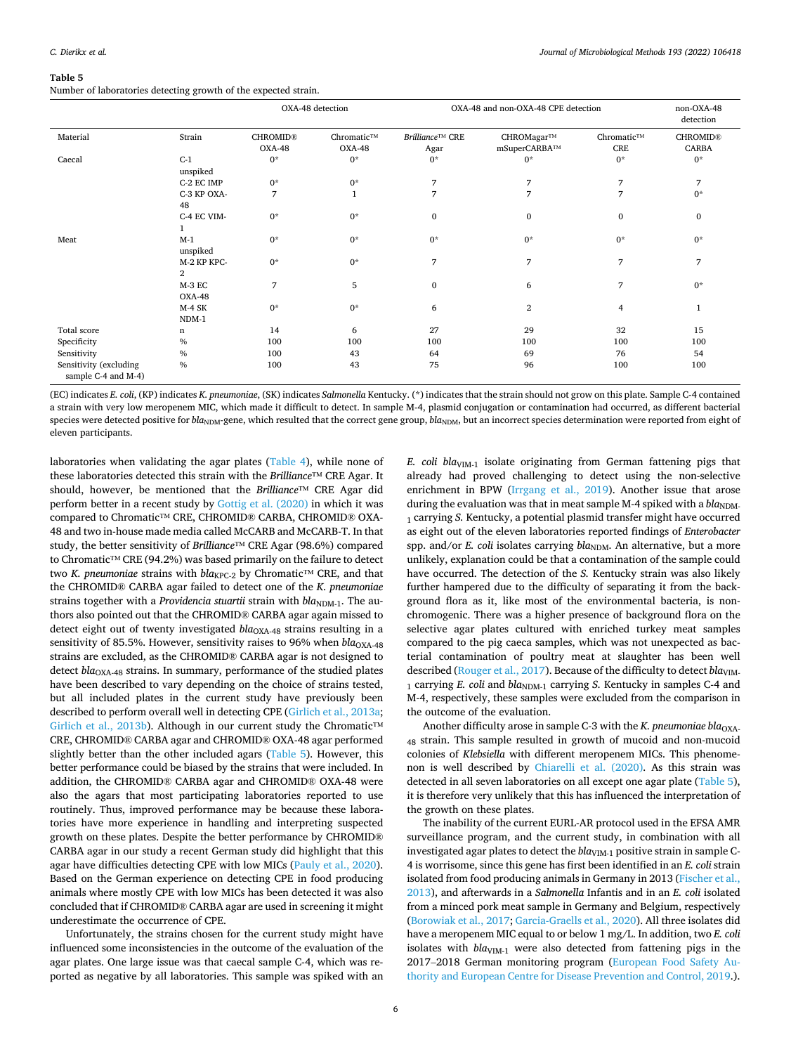**Table 5**
Number of laboratories detecting growth of the expected strain.

| Material | Strain | OXA-48 detection | | OXA-48 and non-OXA-48 CPE detection | | | non-OXA-48 detection |
|---|---|---|---|---|---|---|---|
| | | CHROMID® OXA-48 | Chromatic™ OXA-48 | *Brilliance*™ CRE Agar | CHROMagar™ mSuperCARBA™ | Chromatic™ CRE | CHROMID® CARBA |
| Caecal | C-1 unspiked | 0* | 0* | 0* | 0* | 0* | 0* |
| | C-2 EC IMP | 0* | 0* | 7 | 7 | 7 | 7 |
| | C-3 KP OXA-48 | 7 | 1 | 7 | 7 | 7 | 0* |
| | C-4 EC VIM-1 | 0* | 0* | 0 | 0 | 0 | 0 |
| Meat | M-1 unspiked | 0* | 0* | 0* | 0* | 0* | 0* |
| | M-2 KP KPC-2 | 0* | 0* | 7 | 7 | 7 | 7 |
| | M-3 EC OXA-48 | 7 | 5 | 0 | 6 | 7 | 0* |
| | M-4 SK NDM-1 | 0* | 0* | 6 | 2 | 4 | 1 |
| Total score | n | 14 | 6 | 27 | 29 | 32 | 15 |
| Specificity | % | 100 | 100 | 100 | 100 | 100 | 100 |
| Sensitivity | % | 100 | 43 | 64 | 69 | 76 | 54 |
| Sensitivity (excluding sample C-4 and M-4) | % | 100 | 43 | 75 | 96 | 100 | 100 |

(EC) indicates *E. coli*, (KP) indicates *K. pneumoniae*, (SK) indicates *Salmonella* Kentucky. (*) indicates that the strain should not grow on this plate. Sample C-4 contained a strain with very low meropenem MIC, which made it difficult to detect. In sample M-4, plasmid conjugation or contamination had occurred, as different bacterial species were detected positive for *bla*$_{NDM}$-gene, which resulted that the correct gene group, *bla*$_{NDM}$, but an incorrect species determination were reported from eight of eleven participants.

laboratories when validating the agar plates (Table 4), while none of these laboratories detected this strain with the *Brilliance*™ CRE Agar. It should, however, be mentioned that the *Brilliance*™ CRE Agar did perform better in a recent study by Gottig et al. (2020) in which it was compared to Chromatic™ CRE, CHROMID® CARBA, CHROMID® OXA-48 and two in-house made media called McCARB and McCARB-T. In that study, the better sensitivity of *Brilliance*™ CRE Agar (98.6%) compared to Chromatic™ CRE (94.2%) was based primarily on the failure to detect two *K. pneumoniae* strains with *bla*$_{KPC-2}$ by Chromatic™ CRE, and that the CHROMID® CARBA agar failed to detect one of the *K. pneumoniae* strains together with a *Providencia stuartii* strain with *bla*$_{NDM-1}$. The authors also pointed out that the CHROMID® CARBA agar again missed to detect eight out of twenty investigated *bla*$_{OXA-48}$ strains resulting in a sensitivity of 85.5%. However, sensitivity raises to 96% when *bla*$_{OXA-48}$ strains are excluded, as the CHROMID® CARBA agar is not designed to detect *bla*$_{OXA-48}$ strains. In summary, performance of the studied plates have been described to vary depending on the choice of strains tested, but all included plates in the current study have previously been described to perform overall well in detecting CPE (Girlich et al., 2013a; Girlich et al., 2013b). Although in our current study the Chromatic™ CRE, CHROMID® CARBA agar and CHROMID® OXA-48 agar performed slightly better than the other included agars (Table 5). However, this better performance could be biased by the strains that were included. In addition, the CHROMID® CARBA agar and CHROMID® OXA-48 were also the agars that most participating laboratories reported to use routinely. Thus, improved performance may be because these laboratories have more experience in handling and interpreting suspected growth on these plates. Despite the better performance by CHROMID® CARBA agar in our study a recent German study did highlight that this agar have difficulties detecting CPE with low MICs (Pauly et al., 2020). Based on the German experience on detecting CPE in food producing animals where mostly CPE with low MICs has been detected it was also concluded that if CHROMID® CARBA agar are used in screening it might underestimate the occurrence of CPE.

Unfortunately, the strains chosen for the current study might have influenced some inconsistencies in the outcome of the evaluation of the agar plates. One large issue was that caecal sample C-4, which was reported as negative by all laboratories. This sample was spiked with an *E. coli* *bla*$_{VIM-1}$ isolate originating from German fattening pigs that already had proved challenging to detect using the non-selective enrichment in BPW (Irrgang et al., 2019). Another issue that arose during the evaluation was that in meat sample M-4 spiked with a *bla*$_{NDM-1}$ carrying *S.* Kentucky, a potential plasmid transfer might have occurred as eight out of the eleven laboratories reported findings of *Enterobacter* spp. and/or *E. coli* isolates carrying *bla*$_{NDM}$. An alternative, but a more unlikely, explanation could be that a contamination of the sample could have occurred. The detection of the *S.* Kentucky strain was also likely further hampered due to the difficulty of separating it from the background flora as it, like most of the environmental bacteria, is non-chromogenic. There was a higher presence of background flora on the selective agar plates cultured with enriched turkey meat samples compared to the pig caeca samples, which was not unexpected as bacterial contamination of poultry meat at slaughter has been well described (Rouger et al., 2017). Because of the difficulty to detect *bla*$_{VIM-1}$ carrying *E. coli* and *bla*$_{NDM-1}$ carrying *S.* Kentucky in samples C-4 and M-4, respectively, these samples were excluded from the comparison in the outcome of the evaluation.

Another difficulty arose in sample C-3 with the *K. pneumoniae* *bla*$_{OXA-48}$ strain. This sample resulted in growth of mucoid and non-mucoid colonies of *Klebsiella* with different meropenem MICs. This phenomenon is well described by Chiarelli et al. (2020). As this strain was detected in all seven laboratories on all except one agar plate (Table 5), it is therefore very unlikely that this has influenced the interpretation of the growth on these plates.

The inability of the current EURL-AR protocol used in the EFSA AMR surveillance program, and the current study, in combination with all investigated agar plates to detect the *bla*$_{VIM-1}$ positive strain in sample C-4 is worrisome, since this gene has first been identified in an *E. coli* strain isolated from food producing animals in Germany in 2013 (Fischer et al., 2013), and afterwards in a *Salmonella* Infantis and in an *E. coli* isolated from a minced pork meat sample in Germany and Belgium, respectively (Borowiak et al., 2017; Garcia-Graells et al., 2020). All three isolates did have a meropenem MIC equal to or below 1 mg/L. In addition, two *E. coli* isolates with *bla*$_{VIM-1}$ were also detected from fattening pigs in the 2017–2018 German monitoring program (European Food Safety Authority and European Centre for Disease Prevention and Control, 2019.).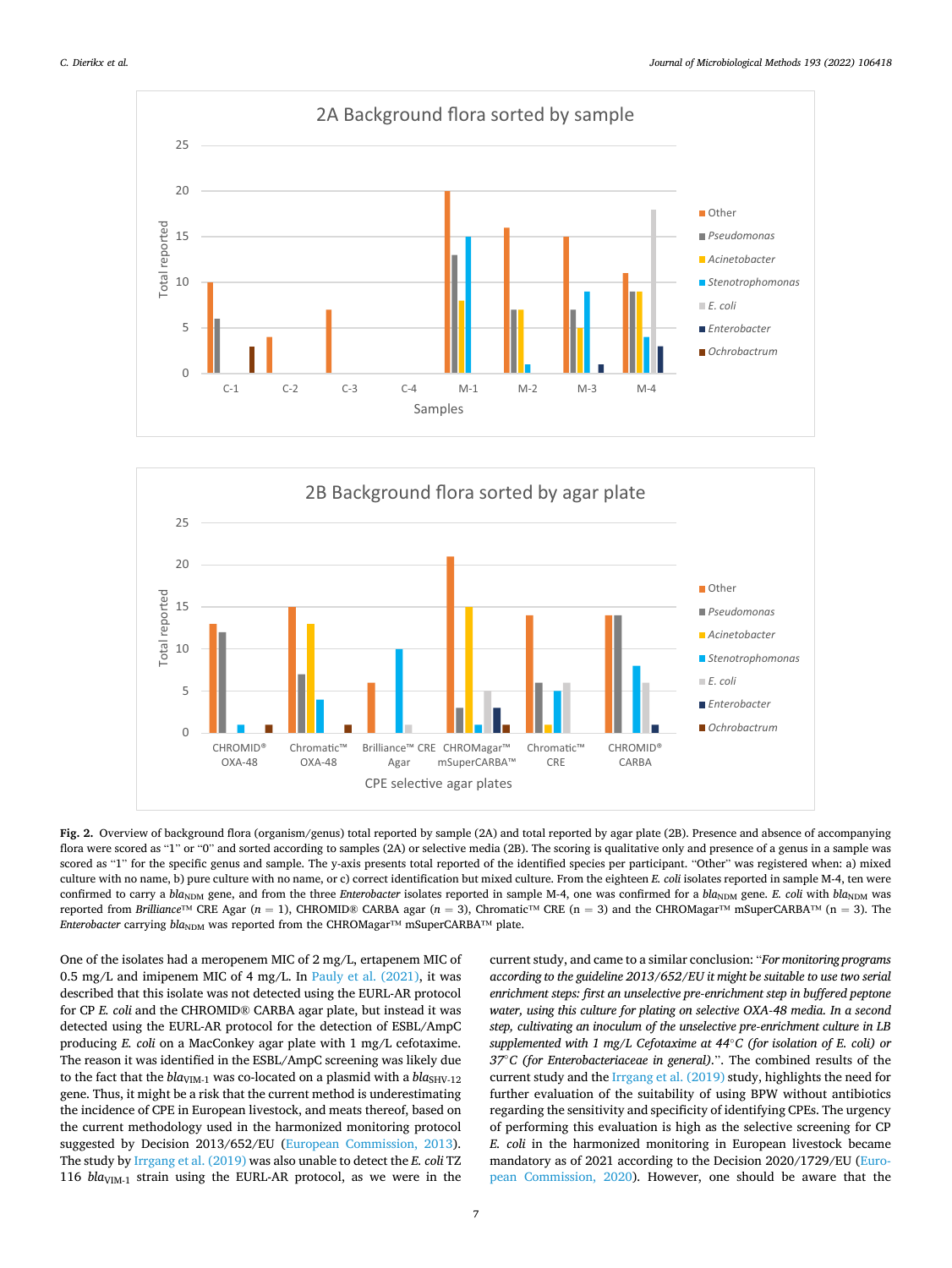2A Background flora sorted by sample

25
20
15
10
5
0

Total reported

C-1 C-2 C-3 C-4 M-1 M-2 M-3 M-4

Samples

Other
*Pseudomonas*
*Acinetobacter*
*Stenotrophomonas*
*E. coli*
*Enterobacter*
*Ochrobactrum*

2B Background flora sorted by agar plate

25
20
15
10
5
0

Total reported

CHROMID® OXA-48
Chromatic™ OXA-48
Brilliance™ CRE Agar
CHROMagar™ mSuperCARBA™
Chromatic™ CRE
CHROMID® CARBA

CPE selective agar plates

Other
*Pseudomonas*
*Acinetobacter*
*Stenotrophomonas*
*E. coli*
*Enterobacter*
*Ochrobactrum*

**Fig. 2.** Overview of background flora (organism/genus) total reported by sample (2A) and total reported by agar plate (2B). Presence and absence of accompanying flora were scored as "1" or "0" and sorted according to samples (2A) or selective media (2B). The scoring is qualitative only and presence of a genus in a sample was scored as "1" for the specific genus and sample. The y-axis presents total reported of the identified species per participant. "Other" was registered when: a) mixed culture with no name, b) pure culture with no name, or c) correct identification but mixed culture. From the eighteen *E. coli* isolates reported in sample M-4, ten were confirmed to carry a $bla_{NDM}$ gene, and from the three *Enterobacter* isolates reported in sample M-4, one was confirmed for a $bla_{NDM}$ gene. *E. coli* with $bla_{NDM}$ was reported from *Brilliance*™ CRE Agar ($n$ = 1), CHROMID® CARBA agar ($n$ = 3), Chromatic™ CRE (n = 3) and the CHROMagar™ mSuperCARBA™ (n = 3). The *Enterobacter* carrying $bla_{NDM}$ was reported from the CHROMagar™ mSuperCARBA™ plate.

One of the isolates had a meropenem MIC of 2 mg/L, ertapenem MIC of 0.5 mg/L and imipenem MIC of 4 mg/L. In Pauly et al. (2021), it was described that this isolate was not detected using the EURL-AR protocol for CP *E. coli* and the CHROMID® CARBA agar plate, but instead it was detected using the EURL-AR protocol for the detection of ESBL/AmpC producing *E. coli* on a MacConkey agar plate with 1 mg/L cefotaxime. The reason it was identified in the ESBL/AmpC screening was likely due to the fact that the $bla_{VIM-1}$ was co-located on a plasmid with a $bla_{SHV-12}$ gene. Thus, it might be a risk that the current method is underestimating the incidence of CPE in European livestock, and meats thereof, based on the current methodology used in the harmonized monitoring protocol suggested by Decision 2013/652/EU (European Commission, 2013). The study by Irrgang et al. (2019) was also unable to detect the *E. coli* TZ 116 $bla_{VIM-1}$ strain using the EURL-AR protocol, as we were in the current study, and came to a similar conclusion: "*For monitoring programs according to the guideline 2013/652/EU it might be suitable to use two serial enrichment steps: first an unselective pre-enrichment step in buffered peptone water, using this culture for plating on selective OXA-48 media. In a second step, cultivating an inoculum of the unselective pre-enrichment culture in LB supplemented with 1 mg/L Cefotaxime at 44°C (for isolation of E. coli) or 37°C (for Enterobacteriaceae in general)*.". The combined results of the current study and the Irrgang et al. (2019) study, highlights the need for further evaluation of the suitability of using BPW without antibiotics regarding the sensitivity and specificity of identifying CPEs. The urgency of performing this evaluation is high as the selective screening for CP *E. coli* in the harmonized monitoring in European livestock became mandatory as of 2021 according to the Decision 2020/1729/EU (European Commission, 2020). However, one should be aware that the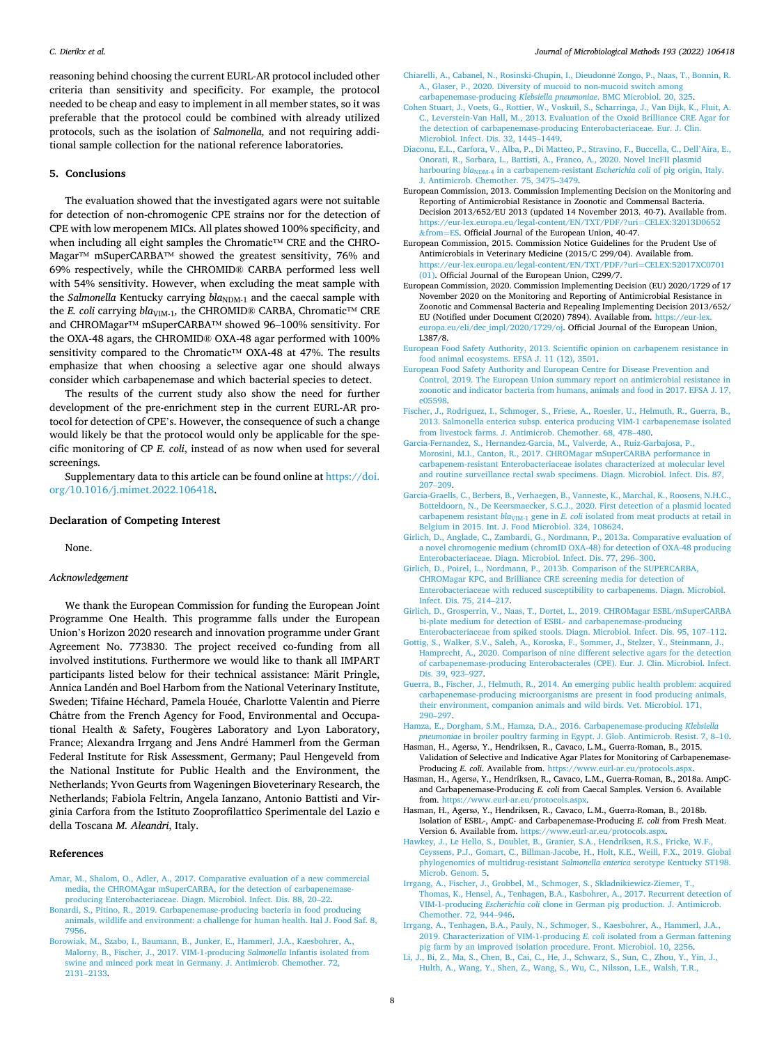reasoning behind choosing the current EURL-AR protocol included other criteria than sensitivity and specificity. For example, the protocol needed to be cheap and easy to implement in all member states, so it was preferable that the protocol could be combined with already utilized protocols, such as the isolation of *Salmonella,* and not requiring additional sample collection for the national reference laboratories.

## 5. Conclusions

The evaluation showed that the investigated agars were not suitable for detection of non-chromogenic CPE strains nor for the detection of CPE with low meropenem MICs. All plates showed 100% specificity, and when including all eight samples the Chromatic™ CRE and the CHROMagar™ mSuperCARBA™ showed the greatest sensitivity, 76% and 69% respectively, while the CHROMID® CARBA performed less well with 54% sensitivity. However, when excluding the meat sample with the *Salmonella* Kentucky carrying $bla_{NDM-1}$ and the caecal sample with the *E. coli* carrying $bla_{VIM-1}$, the CHROMID® CARBA, Chromatic™ CRE and CHROMagar™ mSuperCARBA™ showed 96–100% sensitivity. For the OXA-48 agars, the CHROMID® OXA-48 agar performed with 100% sensitivity compared to the Chromatic™ OXA-48 at 47%. The results emphasize that when choosing a selective agar one should always consider which carbapenemase and which bacterial species to detect.

The results of the current study also show the need for further development of the pre-enrichment step in the current EURL-AR protocol for detection of CPE's. However, the consequence of such a change would likely be that the protocol would only be applicable for the specific monitoring of CP *E. coli*, instead of as now when used for several screenings.

Supplementary data to this article can be found online at https://doi.org/10.1016/j.mimet.2022.106418.

### Declaration of Competing Interest

None.

### *Acknowledgement*

We thank the European Commission for funding the European Joint Programme One Health. This programme falls under the European Union's Horizon 2020 research and innovation programme under Grant Agreement No. 773830. The project received co-funding from all involved institutions. Furthermore we would like to thank all IMPART participants listed below for their technical assistance: Märit Pringle, Annica Landén and Boel Harbom from the National Veterinary Institute, Sweden; Tifaine Héchard, Pamela Houée, Charlotte Valentin and Pierre Châtre from the French Agency for Food, Environmental and Occupational Health & Safety, Fougères Laboratory and Lyon Laboratory, France; Alexandra Irrgang and Jens André Hammerl from the German Federal Institute for Risk Assessment, Germany; Paul Hengeveld from the National Institute for Public Health and the Environment, the Netherlands; Yvon Geurts from Wageningen Bioveterinary Research, the Netherlands; Fabiola Feltrin, Angela Ianzano, Antonio Battisti and Virginia Carfora from the Istituto Zooprofilattico Sperimentale del Lazio e della Toscana *M. Aleandri*, Italy.

## References

Amar, M., Shalom, O., Adler, A., 2017. Comparative evaluation of a new commercial media, the CHROMAgar mSuperCARBA, for the detection of carbapenemase-producing Enterobacteriaceae. Diagn. Microbiol. Infect. Dis. 88, 20–22.

Bonardi, S., Pitino, R., 2019. Carbapenemase-producing bacteria in food producing animals, wildlife and environment: a challenge for human health. Ital J. Food Saf. 8, 7956.

Borowiak, M., Szabo, I., Baumann, B., Junker, E., Hammerl, J.A., Kaesbohrer, A., Malorny, B., Fischer, J., 2017. VIM-1-producing *Salmonella* Infantis isolated from swine and minced pork meat in Germany. J. Antimicrob. Chemother. 72, 2131–2133.

Chiarelli, A., Cabanel, N., Rosinski-Chupin, I., Dieudonné Zongo, P., Naas, T., Bonnin, R. A., Glaser, P., 2020. Diversity of mucoid to non-mucoid switch among carbapenemase-producing *Klebsiella pneumoniae*. BMC Microbiol. 20, 325.

Cohen Stuart, J., Voets, G., Rottier, W., Voskuil, S., Scharringa, J., Van Dijk, K., Fluit, A. C., Leverstein-Van Hall, M., 2013. Evaluation of the Oxoid Brilliance CRE Agar for the detection of carbapenemase-producing Enterobacteriaceae. Eur. J. Clin. Microbiol. Infect. Dis. 32, 1445–1449.

Diaconu, E.L., Carfora, V., Alba, P., Di Matteo, P., Stravino, F., Buccella, C., Dell'Aira, E., Onorati, R., Sorbara, L., Battisti, A., Franco, A., 2020. Novel IncFII plasmid harbouring $bla_{NDM-4}$ in a carbapenem-resistant *Escherichia coli* of pig origin, Italy. J. Antimicrob. Chemother. 75, 3475–3479.

European Commission, 2013. Commission Implementing Decision on the Monitoring and Reporting of Antimicrobial Resistance in Zoonotic and Commensal Bacteria. Decision 2013/652/EU 2013 (updated 14 November 2013. 40-7). Available from. https://eur-lex.europa.eu/legal-content/EN/TXT/PDF/?uri=CELEX:32013D0652&from=ES. Official Journal of the European Union, 40-47.

European Commission, 2015. Commission Notice Guidelines for the Prudent Use of Antimicrobials in Veterinary Medicine (2015/C 299/04). Available from. https://eur-lex.europa.eu/legal-content/EN/TXT/PDF/?uri=CELEX:52017XC0701(01). Official Journal of the European Union, C299/7.

European Commission, 2020. Commission Implementing Decision (EU) 2020/1729 of 17 November 2020 on the Monitoring and Reporting of Antimicrobial Resistance in Zoonotic and Commensal Bacteria and Repealing Implementing Decision 2013/652/EU (Notified under Document C(2020) 7894). Available from. https://eur-lex.europa.eu/eli/dec_impl/2020/1729/oj. Official Journal of the European Union, L387/8.

European Food Safety Authority, 2013. Scientific opinion on carbapenem resistance in food animal ecosystems. EFSA J. 11 (12), 3501.

European Food Safety Authority and European Centre for Disease Prevention and Control, 2019. The European Union summary report on antimicrobial resistance in zoonotic and indicator bacteria from humans, animals and food in 2017. EFSA J. 17, e05598.

Fischer, J., Rodriguez, I., Schmoger, S., Friese, A., Roesler, U., Helmuth, R., Guerra, B., 2013. Salmonella enterica subsp. enterica producing VIM-1 carbapenemase isolated from livestock farms. J. Antimicrob. Chemother. 68, 478–480.

Garcia-Fernandez, S., Hernandez-Garcia, M., Valverde, A., Ruiz-Garbajosa, P., Morosini, M.I., Canton, R., 2017. CHROMagar mSuperCARBA performance in carbapenem-resistant Enterobacteriaceae isolates characterized at molecular level and routine surveillance rectal swab specimens. Diagn. Microbiol. Infect. Dis. 87, 207–209.

Garcia-Graells, C., Berbers, B., Verhaegen, B., Vanneste, K., Marchal, K., Roosens, N.H.C., Botteldoorn, N., De Keersmaecker, S.C.J., 2020. First detection of a plasmid located carbapenem resistant $bla_{VIM-1}$ gene in *E. coli* isolated from meat products at retail in Belgium in 2015. Int. J. Food Microbiol. 324, 108624.

Girlich, D., Anglade, C., Zambardi, G., Nordmann, P., 2013a. Comparative evaluation of a novel chromogenic medium (chromID OXA-48) for detection of OXA-48 producing Enterobacteriaceae. Diagn. Microbiol. Infect. Dis. 77, 296–300.

Girlich, D., Poirel, L., Nordmann, P., 2013b. Comparison of the SUPERCARBA, CHROMagar KPC, and Brilliance CRE screening media for detection of Enterobacteriaceae with reduced susceptibility to carbapenems. Diagn. Microbiol. Infect. Dis. 75, 214–217.

Girlich, D., Grosperrin, V., Naas, T., Dortet, L., 2019. CHROMagar ESBL/mSuperCARBA bi-plate medium for detection of ESBL- and carbapenemase-producing Enterobacteriaceae from spiked stools. Diagn. Microbiol. Infect. Dis. 95, 107–112.

Gottig, S., Walker, S.V., Saleh, A., Koroska, F., Sommer, J., Stelzer, Y., Steinmann, J., Hamprecht, A., 2020. Comparison of nine different selective agars for the detection of carbapenemase-producing Enterobacterales (CPE). Eur. J. Clin. Microbiol. Infect. Dis. 39, 923–927.

Guerra, B., Fischer, J., Helmuth, R., 2014. An emerging public health problem: acquired carbapenemase-producing microorganisms are present in food producing animals, their environment, companion animals and wild birds. Vet. Microbiol. 171, 290–297.

Hamza, E., Dorgham, S.M., Hamza, D.A., 2016. Carbapenemase-producing *Klebsiella pneumoniae* in broiler poultry farming in Egypt. J. Glob. Antimicrob. Resist. 7, 8–10.

Hasman, H., Agersø, Y., Hendriksen, R., Cavaco, L.M., Guerra-Roman, B., 2015. Validation of Selective and Indicative Agar Plates for Monitoring of Carbapenemase-Producing *E. coli.* Available from. https://www.eurl-ar.eu/protocols.aspx.

Hasman, H., Agersø, Y., Hendriksen, R., Cavaco, L.M., Guerra-Roman, B., 2018a. AmpC- and Carbapenemase-Producing *E. coli* from Caecal Samples. Version 6. Available from. https://www.eurl-ar.eu/protocols.aspx.

Hasman, H., Agersø, Y., Hendriksen, R., Cavaco, L.M., Guerra-Roman, B., 2018b. Isolation of ESBL-, AmpC- and Carbapenemase-Producing *E. coli* from Fresh Meat. Version 6. Available from. https://www.eurl-ar.eu/protocols.aspx.

Hawkey, J., Le Hello, S., Doublet, B., Granier, S.A., Hendriksen, R.S., Fricke, W.F., Ceyssens, P.J., Gomart, C., Billman-Jacobe, H., Holt, K.E., Weill, F.X., 2019. Global phylogenomics of multidrug-resistant *Salmonella enterica* serotype Kentucky ST198. Microb. Genom. 5.

Irrgang, A., Fischer, J., Grobbel, M., Schmoger, S., Skladnikiewicz-Ziemer, T., Thomas, K., Hensel, A., Tenhagen, B.A., Kasbohrer, A., 2017. Recurrent detection of VIM-1-producing *Escherichia coli* clone in German pig production. J. Antimicrob. Chemother. 72, 944–946.

Irrgang, A., Tenhagen, B.A., Pauly, N., Schmoger, S., Kaesbohrer, A., Hammerl, J.A., 2019. Characterization of VIM-1-producing *E. coli* isolated from a German fattening pig farm by an improved isolation procedure. Front. Microbiol. 10, 2256.

Li, J., Bi, Z., Ma, S., Chen, B., Cai, C., He, J., Schwarz, S., Sun, C., Zhou, Y., Yin, J., Hulth, A., Wang, Y., Shen, Z., Wang, S., Wu, C., Nilsson, L.E., Walsh, T.R.,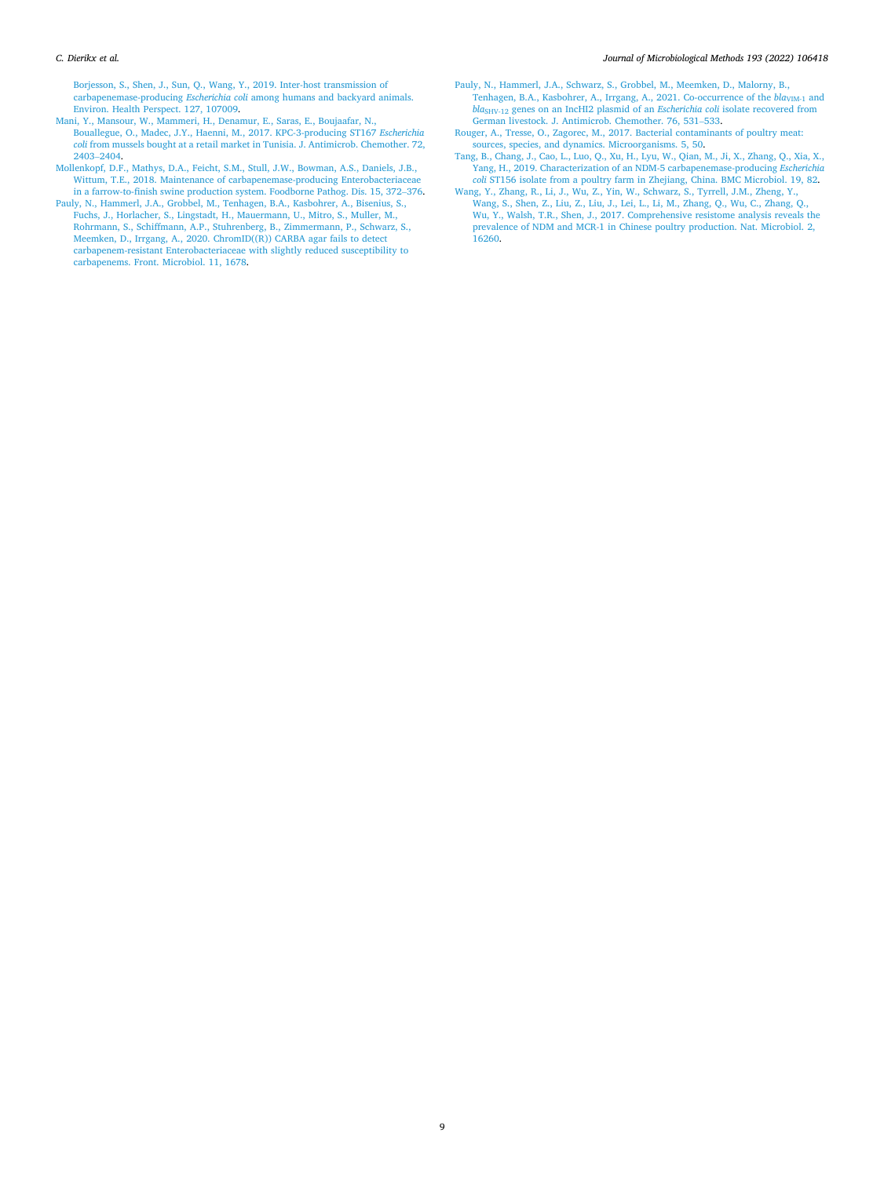Borjesson, S., Shen, J., Sun, Q., Wang, Y., 2019. Inter-host transmission of carbapenemase-producing *Escherichia coli* among humans and backyard animals. Environ. Health Perspect. 127, 107009.

Mani, Y., Mansour, W., Mammeri, H., Denamur, E., Saras, E., Boujaafar, N., Bouallegue, O., Madec, J.Y., Haenni, M., 2017. KPC-3-producing ST167 *Escherichia coli* from mussels bought at a retail market in Tunisia. J. Antimicrob. Chemother. 72, 2403–2404.

Mollenkopf, D.F., Mathys, D.A., Feicht, S.M., Stull, J.W., Bowman, A.S., Daniels, J.B., Wittum, T.E., 2018. Maintenance of carbapenemase-producing Enterobacteriaceae in a farrow-to-finish swine production system. Foodborne Pathog. Dis. 15, 372–376.

Pauly, N., Hammerl, J.A., Grobbel, M., Tenhagen, B.A., Kasbohrer, A., Bisenius, S., Fuchs, J., Horlacher, S., Lingstadt, H., Mauermann, U., Mitro, S., Muller, M., Rohrmann, S., Schiffmann, A.P., Stuhrenberg, B., Zimmermann, P., Schwarz, S., Meemken, D., Irrgang, A., 2020. ChromID((R)) CARBA agar fails to detect carbapenem-resistant Enterobacteriaceae with slightly reduced susceptibility to carbapenems. Front. Microbiol. 11, 1678.

Pauly, N., Hammerl, J.A., Schwarz, S., Grobbel, M., Meemken, D., Malorny, B., Tenhagen, B.A., Kasbohrer, A., Irrgang, A., 2021. Co-occurrence of the *bla*$_{VIM-1}$ and *bla*$_{SHV-12}$ genes on an IncHI2 plasmid of an *Escherichia coli* isolate recovered from German livestock. J. Antimicrob. Chemother. 76, 531–533.

Rouger, A., Tresse, O., Zagorec, M., 2017. Bacterial contaminants of poultry meat: sources, species, and dynamics. Microorganisms. 5, 50.

Tang, B., Chang, J., Cao, L., Luo, Q., Xu, H., Lyu, W., Qian, M., Ji, X., Zhang, Q., Xia, X., Yang, H., 2019. Characterization of an NDM-5 carbapenemase-producing *Escherichia coli* ST156 isolate from a poultry farm in Zhejiang, China. BMC Microbiol. 19, 82.

Wang, Y., Zhang, R., Li, J., Wu, Z., Yin, W., Schwarz, S., Tyrrell, J.M., Zheng, Y., Wang, S., Shen, Z., Liu, Z., Liu, J., Lei, L., Li, M., Zhang, Q., Wu, C., Zhang, Q., Wu, Y., Walsh, T.R., Shen, J., 2017. Comprehensive resistome analysis reveals the prevalence of NDM and MCR-1 in Chinese poultry production. Nat. Microbiol. 2, 16260.